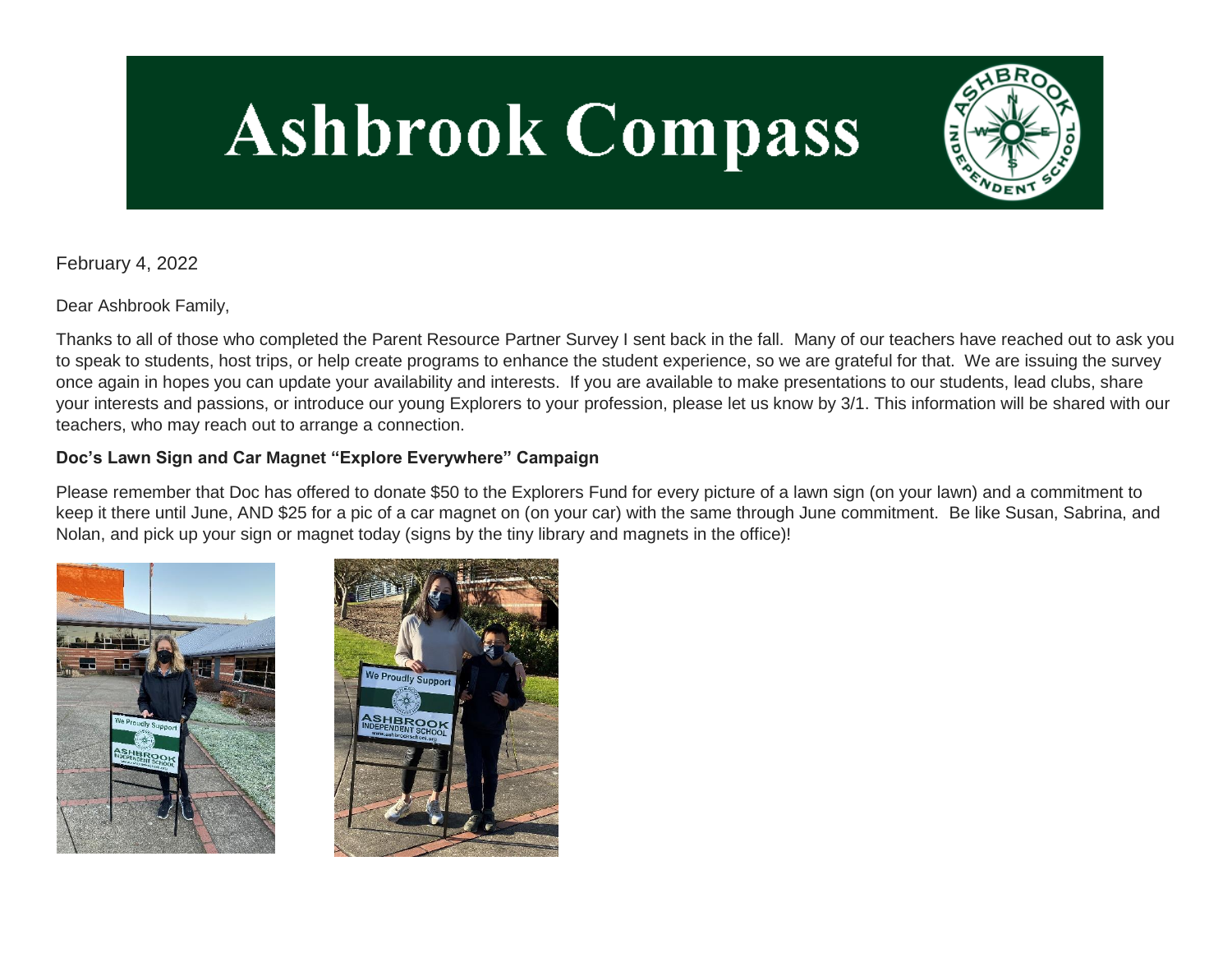# Ashbrook Compass

February 4, 2022

Dear Ashbrook Family,

Thanks to all of those who completed the Parent Resource Partner Survey I sent back in the fall. Many of our teachers have reached out to ask you to speak to students, host trips, or help create programs to enhance the student experience, so we are grateful for that. We are issuing the survey once again in hopes you can update your availability and interests. If you are available to make presentations to our students, lead clubs, share your interests and passions, or introduce our young Explorers to your profession, please let us know by 3/1. This information will be shared with our teachers, who may reach out to arrange a connection.

**Doc's Lawn Sign and Car Magnet "Explore Everywhere" Campaign**

Please remember that Doc has offered to donate $50 to the Explorers Fund for every picture of a lawn sign (on your lawn) and a commitment to keep it there until June, AND $25 for a pic of a car magnet on (on your car) with the same through June commitment. Be like Susan, Sabrina, and Nolan, and pick up your sign or magnet today (signs by the tiny library and magnets in the office)!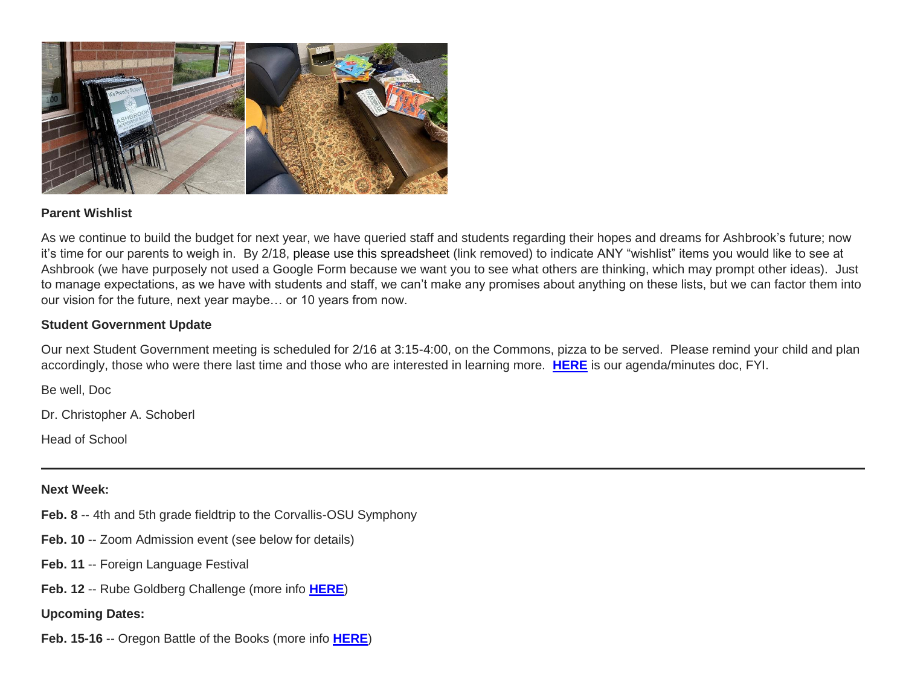**Parent Wishlist**

As we continue to build the budget for next year, we have queried staff and students regarding their hopes and dreams for Ashbrook's future; now it's time for our parents to weigh in. By 2/18, please use this spreadsheet (link removed) to indicate ANY "wishlist" items you would like to see at Ashbrook (we have purposely not used a Google Form because we want you to see what others are thinking, which may prompt other ideas). Just to manage expectations, as we have with students and staff, we can't make any promises about anything on these lists, but we can factor them into our vision for the future, next year maybe… or 10 years from now.

**Student Government Update**

Our next Student Government meeting is scheduled for 2/16 at 3:15-4:00, on the Commons, pizza to be served. Please remind your child and plan accordingly, those who were there last time and those who are interested in learning more. **HERE** is our agenda/minutes doc, FYI.

Be well, Doc

Dr. Christopher A. Schoberl

Head of School

---

**Next Week:**

**Feb. 8** -- 4th and 5th grade fieldtrip to the Corvallis-OSU Symphony

**Feb. 10** -- Zoom Admission event (see below for details)

**Feb. 11** -- Foreign Language Festival

**Feb. 12** -- Rube Goldberg Challenge (more info **HERE**)

**Upcoming Dates:**

**Feb. 15-16** -- Oregon Battle of the Books (more info **HERE**)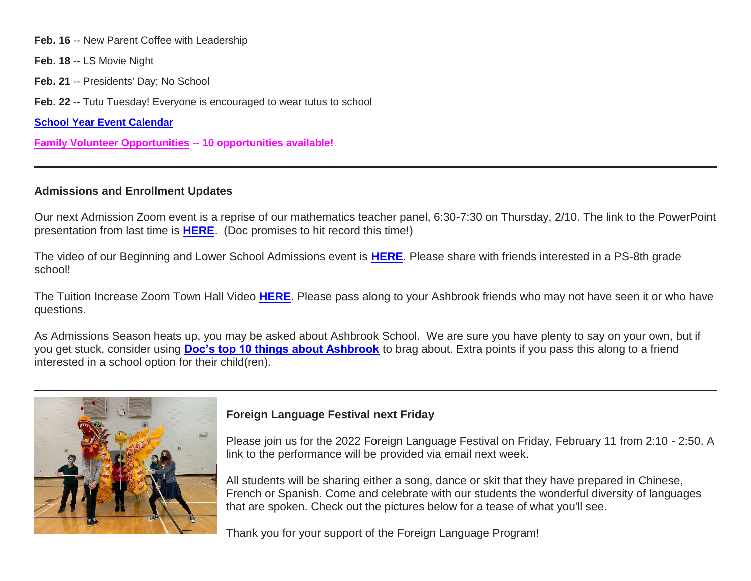**Feb. 16** -- New Parent Coffee with Leadership

**Feb. 18** -- LS Movie Night

**Feb. 21** -- Presidents' Day; No School

**Feb. 22** -- Tutu Tuesday! Everyone is encouraged to wear tutus to school

**School Year Event Calendar**

**Family Volunteer Opportunities -- 10 opportunities available!**

---

### Admissions and Enrollment Updates

Our next Admission Zoom event is a reprise of our mathematics teacher panel, 6:30-7:30 on Thursday, 2/10. The link to the PowerPoint presentation from last time is **HERE**.  (Doc promises to hit record this time!)

The video of our Beginning and Lower School Admissions event is **HERE**. Please share with friends interested in a PS-8th grade school!

The Tuition Increase Zoom Town Hall Video **HERE**. Please pass along to your Ashbrook friends who may not have seen it or who have questions.

As Admissions Season heats up, you may be asked about Ashbrook School.  We are sure you have plenty to say on your own, but if you get stuck, consider using **Doc's top 10 things about Ashbrook** to brag about. Extra points if you pass this along to a friend interested in a school option for their child(ren).

---

### Foreign Language Festival next Friday

Please join us for the 2022 Foreign Language Festival on Friday, February 11 from 2:10 - 2:50. A link to the performance will be provided via email next week.

All students will be sharing either a song, dance or skit that they have prepared in Chinese, French or Spanish. Come and celebrate with our students the wonderful diversity of languages that are spoken. Check out the pictures below for a tease of what you'll see.

Thank you for your support of the Foreign Language Program!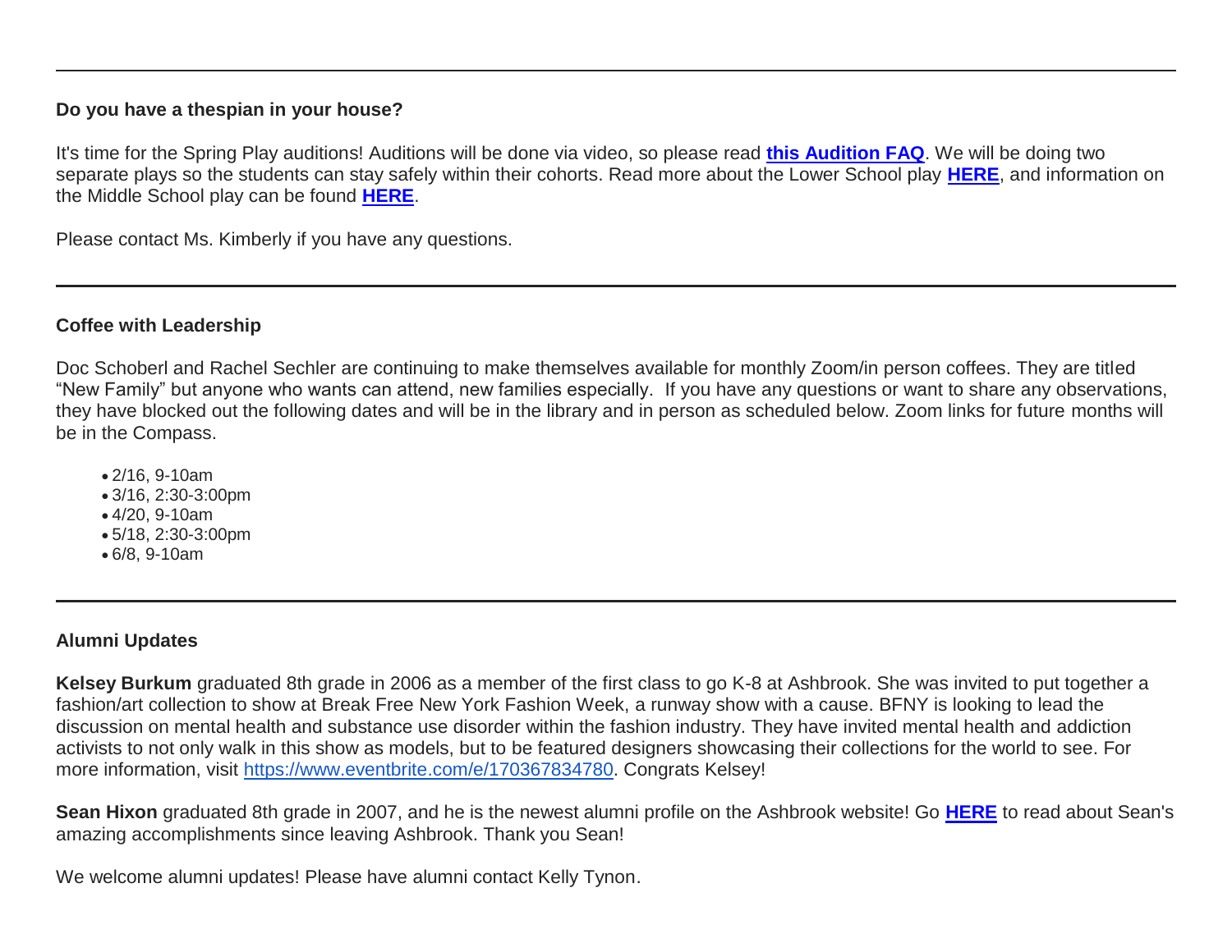---

**Do you have a thespian in your house?**

It's time for the Spring Play auditions! Auditions will be done via video, so please read **this Audition FAQ**. We will be doing two separate plays so the students can stay safely within their cohorts. Read more about the Lower School play **HERE**, and information on the Middle School play can be found **HERE**.

Please contact Ms. Kimberly if you have any questions.

---

**Coffee with Leadership**

Doc Schoberl and Rachel Sechler are continuing to make themselves available for monthly Zoom/in person coffees. They are titled "New Family" but anyone who wants can attend, new families especially. If you have any questions or want to share any observations, they have blocked out the following dates and will be in the library and in person as scheduled below. Zoom links for future months will be in the Compass.

- 2/16, 9-10am
- 3/16, 2:30-3:00pm
- 4/20, 9-10am
- 5/18, 2:30-3:00pm
- 6/8, 9-10am

---

**Alumni Updates**

**Kelsey Burkum** graduated 8th grade in 2006 as a member of the first class to go K-8 at Ashbrook. She was invited to put together a fashion/art collection to show at Break Free New York Fashion Week, a runway show with a cause. BFNY is looking to lead the discussion on mental health and substance use disorder within the fashion industry. They have invited mental health and addiction activists to not only walk in this show as models, but to be featured designers showcasing their collections for the world to see. For more information, visit https://www.eventbrite.com/e/170367834780. Congrats Kelsey!

**Sean Hixon** graduated 8th grade in 2007, and he is the newest alumni profile on the Ashbrook website! Go **HERE** to read about Sean's amazing accomplishments since leaving Ashbrook. Thank you Sean!

We welcome alumni updates! Please have alumni contact Kelly Tynon.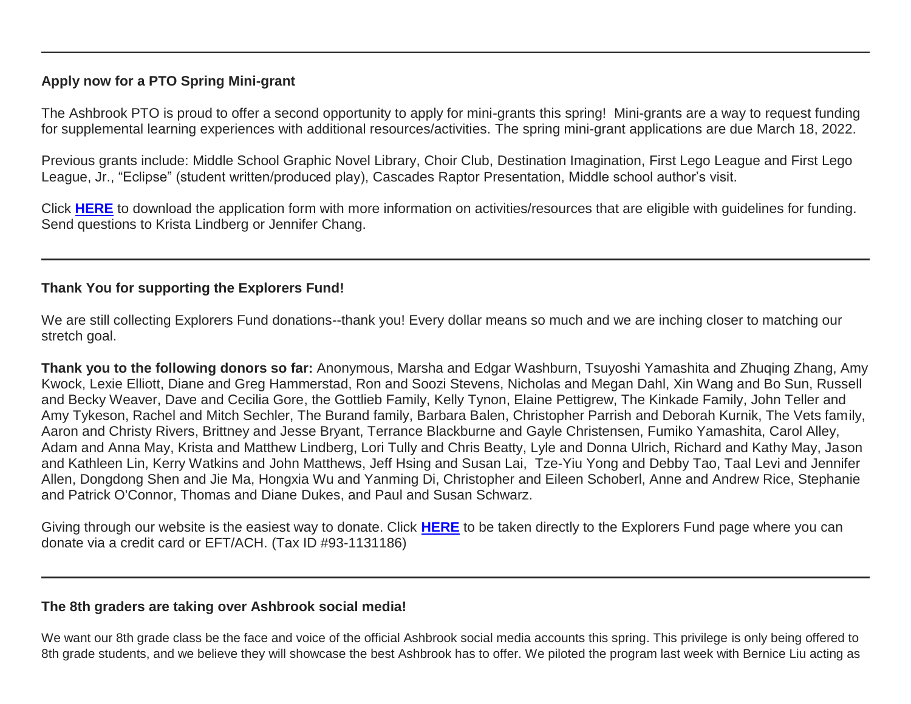---

**Apply now for a PTO Spring Mini-grant**

The Ashbrook PTO is proud to offer a second opportunity to apply for mini-grants this spring! Mini-grants are a way to request funding for supplemental learning experiences with additional resources/activities. The spring mini-grant applications are due March 18, 2022.

Previous grants include: Middle School Graphic Novel Library, Choir Club, Destination Imagination, First Lego League and First Lego League, Jr., "Eclipse" (student written/produced play), Cascades Raptor Presentation, Middle school author's visit.

Click **HERE** to download the application form with more information on activities/resources that are eligible with guidelines for funding. Send questions to Krista Lindberg or Jennifer Chang.

---

**Thank You for supporting the Explorers Fund!**

We are still collecting Explorers Fund donations--thank you! Every dollar means so much and we are inching closer to matching our stretch goal.

**Thank you to the following donors so far:** Anonymous, Marsha and Edgar Washburn, Tsuyoshi Yamashita and Zhuqing Zhang, Amy Kwock, Lexie Elliott, Diane and Greg Hammerstad, Ron and Soozi Stevens, Nicholas and Megan Dahl, Xin Wang and Bo Sun, Russell and Becky Weaver, Dave and Cecilia Gore, the Gottlieb Family, Kelly Tynon, Elaine Pettigrew, The Kinkade Family, John Teller and Amy Tykeson, Rachel and Mitch Sechler, The Burand family, Barbara Balen, Christopher Parrish and Deborah Kurnik, The Vets family, Aaron and Christy Rivers, Brittney and Jesse Bryant, Terrance Blackburne and Gayle Christensen, Fumiko Yamashita, Carol Alley, Adam and Anna May, Krista and Matthew Lindberg, Lori Tully and Chris Beatty, Lyle and Donna Ulrich, Richard and Kathy May, Jason and Kathleen Lin, Kerry Watkins and John Matthews, Jeff Hsing and Susan Lai, Tze-Yiu Yong and Debby Tao, Taal Levi and Jennifer Allen, Dongdong Shen and Jie Ma, Hongxia Wu and Yanming Di, Christopher and Eileen Schoberl, Anne and Andrew Rice, Stephanie and Patrick O'Connor, Thomas and Diane Dukes, and Paul and Susan Schwarz.

Giving through our website is the easiest way to donate. Click **HERE** to be taken directly to the Explorers Fund page where you can donate via a credit card or EFT/ACH. (Tax ID #93-1131186)

---

**The 8th graders are taking over Ashbrook social media!**

We want our 8th grade class be the face and voice of the official Ashbrook social media accounts this spring. This privilege is only being offered to 8th grade students, and we believe they will showcase the best Ashbrook has to offer. We piloted the program last week with Bernice Liu acting as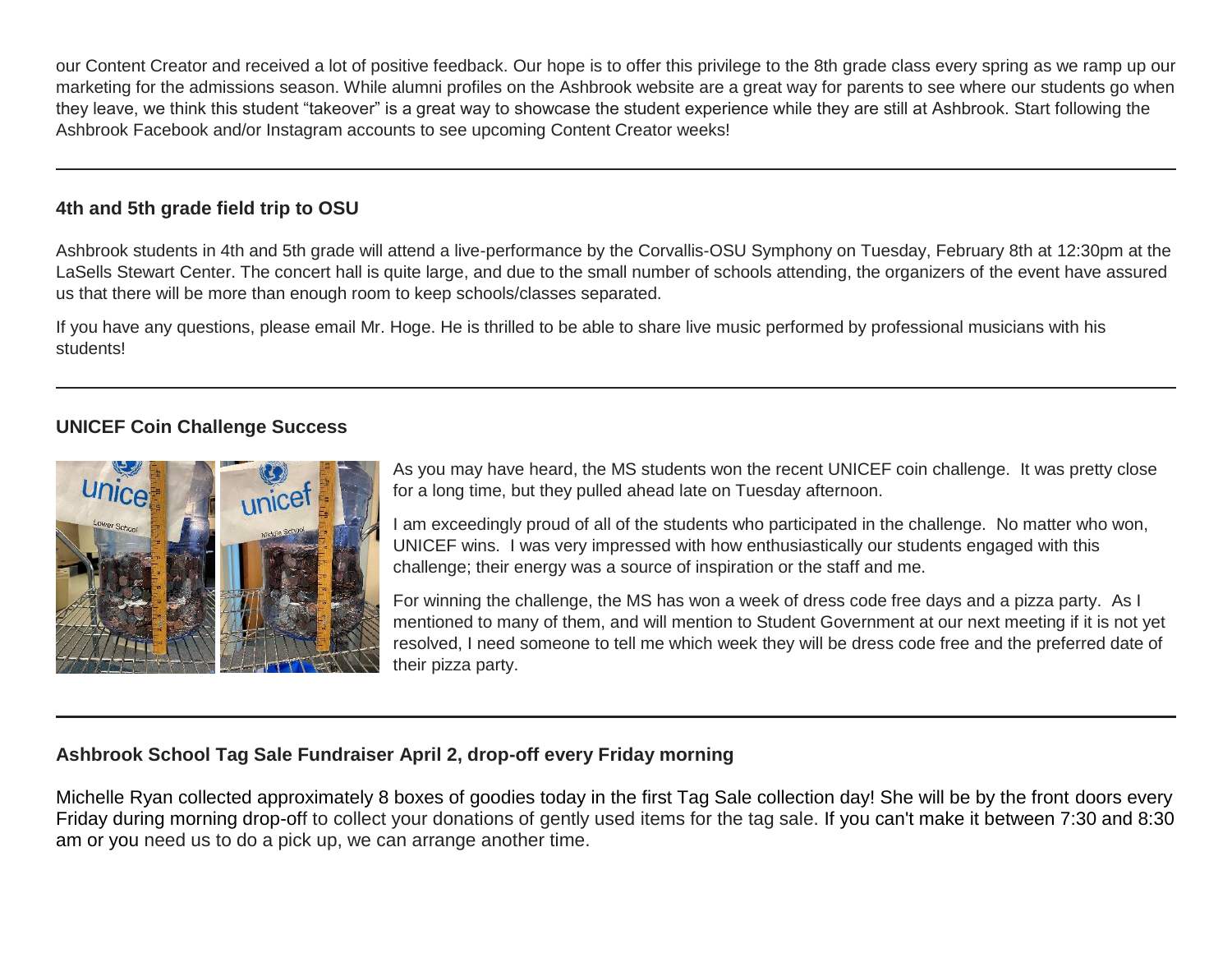our Content Creator and received a lot of positive feedback. Our hope is to offer this privilege to the 8th grade class every spring as we ramp up our marketing for the admissions season. While alumni profiles on the Ashbrook website are a great way for parents to see where our students go when they leave, we think this student "takeover" is a great way to showcase the student experience while they are still at Ashbrook. Start following the Ashbrook Facebook and/or Instagram accounts to see upcoming Content Creator weeks!

---

### 4th and 5th grade field trip to OSU

Ashbrook students in 4th and 5th grade will attend a live-performance by the Corvallis-OSU Symphony on Tuesday, February 8th at 12:30pm at the LaSells Stewart Center. The concert hall is quite large, and due to the small number of schools attending, the organizers of the event have assured us that there will be more than enough room to keep schools/classes separated.

If you have any questions, please email Mr. Hoge. He is thrilled to be able to share live music performed by professional musicians with his students!

---

### UNICEF Coin Challenge Success

As you may have heard, the MS students won the recent UNICEF coin challenge. It was pretty close for a long time, but they pulled ahead late on Tuesday afternoon.

I am exceedingly proud of all of the students who participated in the challenge. No matter who won, UNICEF wins. I was very impressed with how enthusiastically our students engaged with this challenge; their energy was a source of inspiration or the staff and me.

For winning the challenge, the MS has won a week of dress code free days and a pizza party. As I mentioned to many of them, and will mention to Student Government at our next meeting if it is not yet resolved, I need someone to tell me which week they will be dress code free and the preferred date of their pizza party.

---

### Ashbrook School Tag Sale Fundraiser April 2, drop-off every Friday morning

Michelle Ryan collected approximately 8 boxes of goodies today in the first Tag Sale collection day! She will be by the front doors every Friday during morning drop-off to collect your donations of gently used items for the tag sale. If you can't make it between 7:30 and 8:30 am or you need us to do a pick up, we can arrange another time.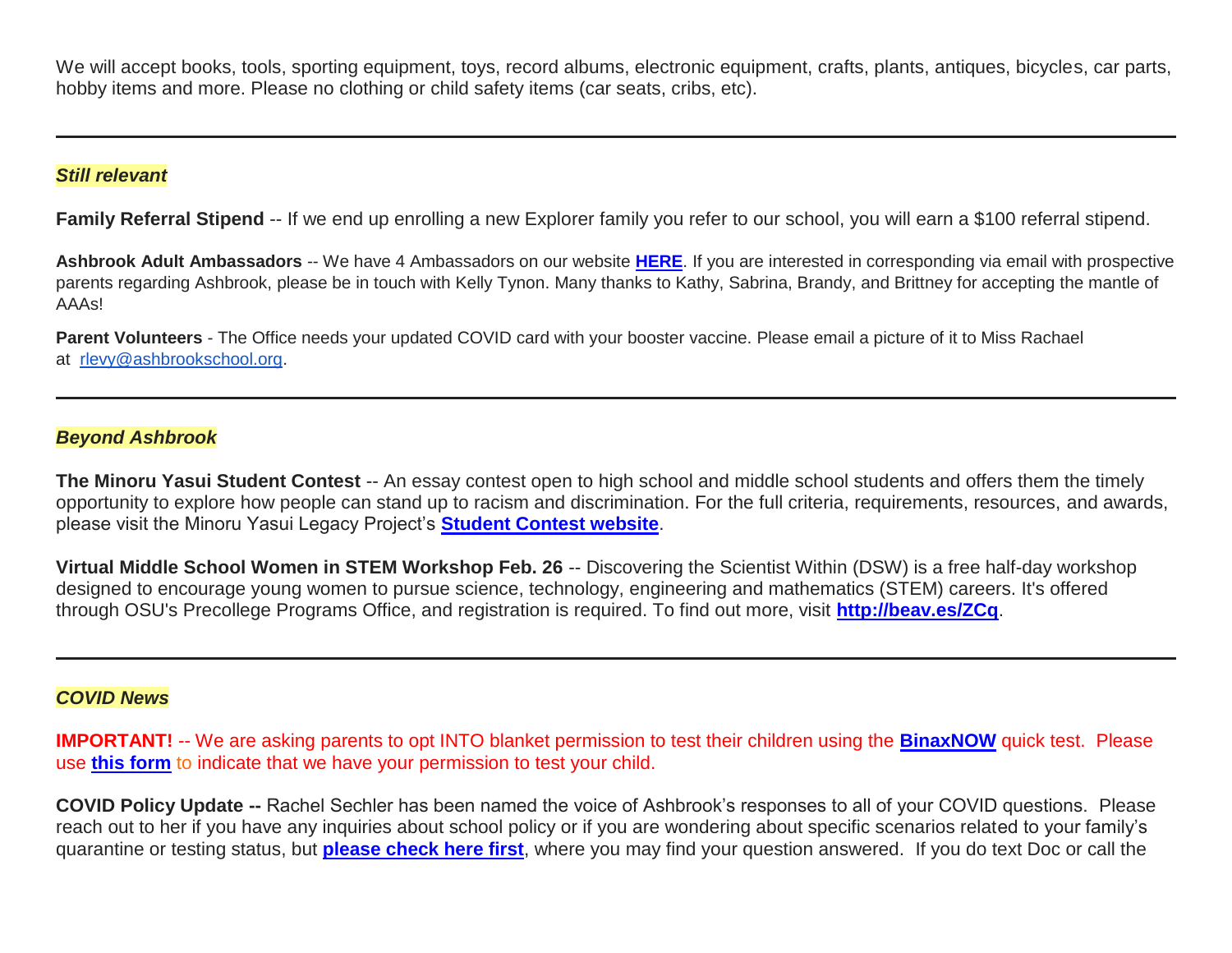We will accept books, tools, sporting equipment, toys, record albums, electronic equipment, crafts, plants, antiques, bicycles, car parts, hobby items and more. Please no clothing or child safety items (car seats, cribs, etc).

---

***Still relevant***

**Family Referral Stipend** -- If we end up enrolling a new Explorer family you refer to our school, you will earn a $100 referral stipend.

**Ashbrook Adult Ambassadors** -- We have 4 Ambassadors on our website **HERE**. If you are interested in corresponding via email with prospective parents regarding Ashbrook, please be in touch with Kelly Tynon. Many thanks to Kathy, Sabrina, Brandy, and Brittney for accepting the mantle of AAAs!

**Parent Volunteers** - The Office needs your updated COVID card with your booster vaccine. Please email a picture of it to Miss Rachael at rlevy@ashbrookschool.org.

---

***Beyond Ashbrook***

**The Minoru Yasui Student Contest** -- An essay contest open to high school and middle school students and offers them the timely opportunity to explore how people can stand up to racism and discrimination. For the full criteria, requirements, resources, and awards, please visit the Minoru Yasui Legacy Project's **Student Contest website**.

**Virtual Middle School Women in STEM Workshop Feb. 26** -- Discovering the Scientist Within (DSW) is a free half-day workshop designed to encourage young women to pursue science, technology, engineering and mathematics (STEM) careers. It's offered through OSU's Precollege Programs Office, and registration is required. To find out more, visit **http://beav.es/ZCq**.

---

***COVID News***

**IMPORTANT!** -- We are asking parents to opt INTO blanket permission to test their children using the **BinaxNOW** quick test. Please use **this form** to indicate that we have your permission to test your child.

**COVID Policy Update --** Rachel Sechler has been named the voice of Ashbrook's responses to all of your COVID questions. Please reach out to her if you have any inquiries about school policy or if you are wondering about specific scenarios related to your family's quarantine or testing status, but **please check here first**, where you may find your question answered. If you do text Doc or call the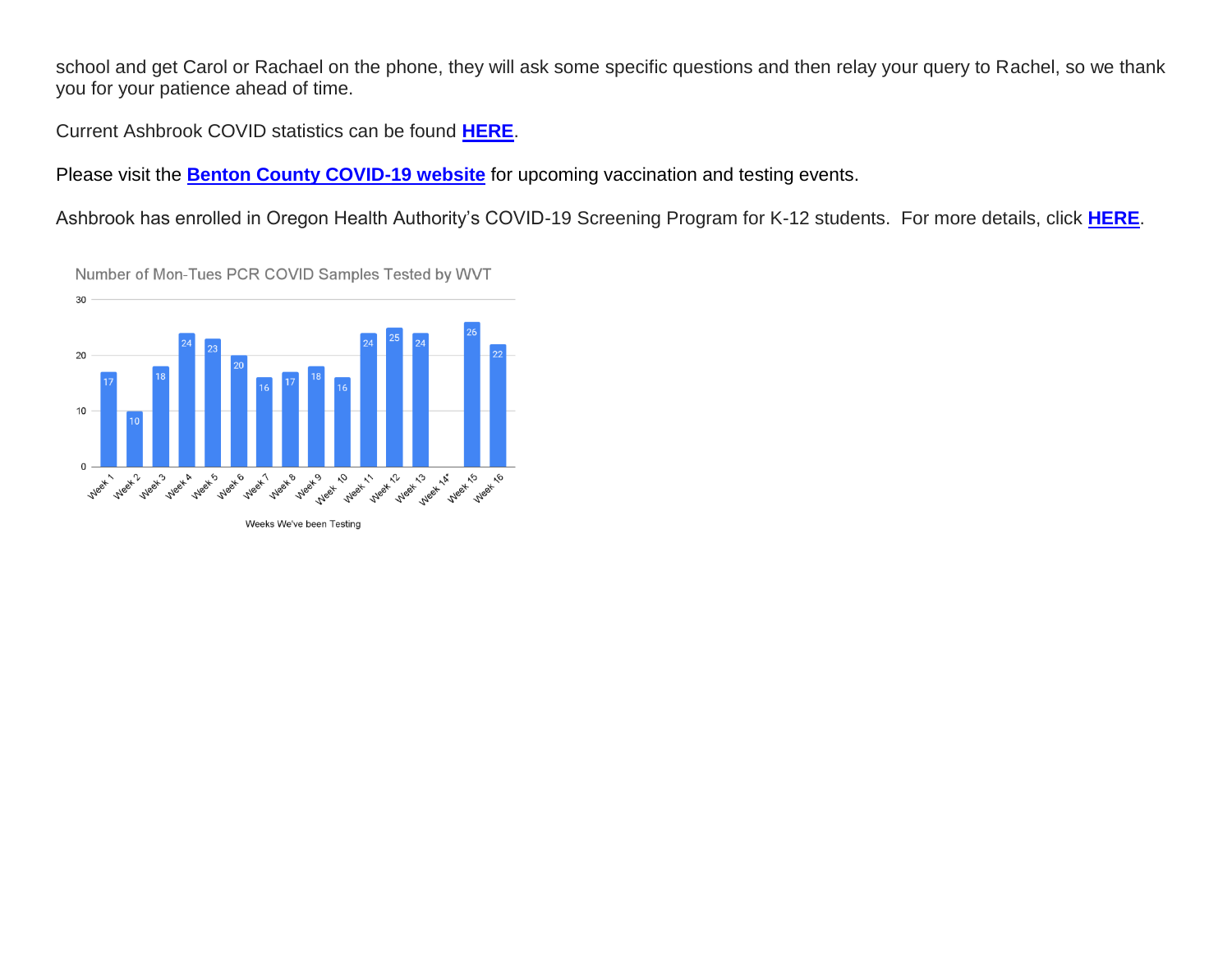school and get Carol or Rachael on the phone, they will ask some specific questions and then relay your query to Rachel, so we thank you for your patience ahead of time.

Current Ashbrook COVID statistics can be found **HERE**.

Please visit the **Benton County COVID-19 website** for upcoming vaccination and testing events.

Ashbrook has enrolled in Oregon Health Authority's COVID-19 Screening Program for K-12 students. For more details, click **HERE**.

Number of Mon-Tues PCR COVID Samples Tested by WVT

30
20
10
0

17 10 18 24 23 20 16 17 18 16 24 25 24 26 22

Week 1 Week 2 Week 3 Week 4 Week 5 Week 6 Week 7 Week 8 Week 9 Week 10 Week 11 Week 12 Week 13 Week 14* Week 15 Week 16

Weeks We've been Testing